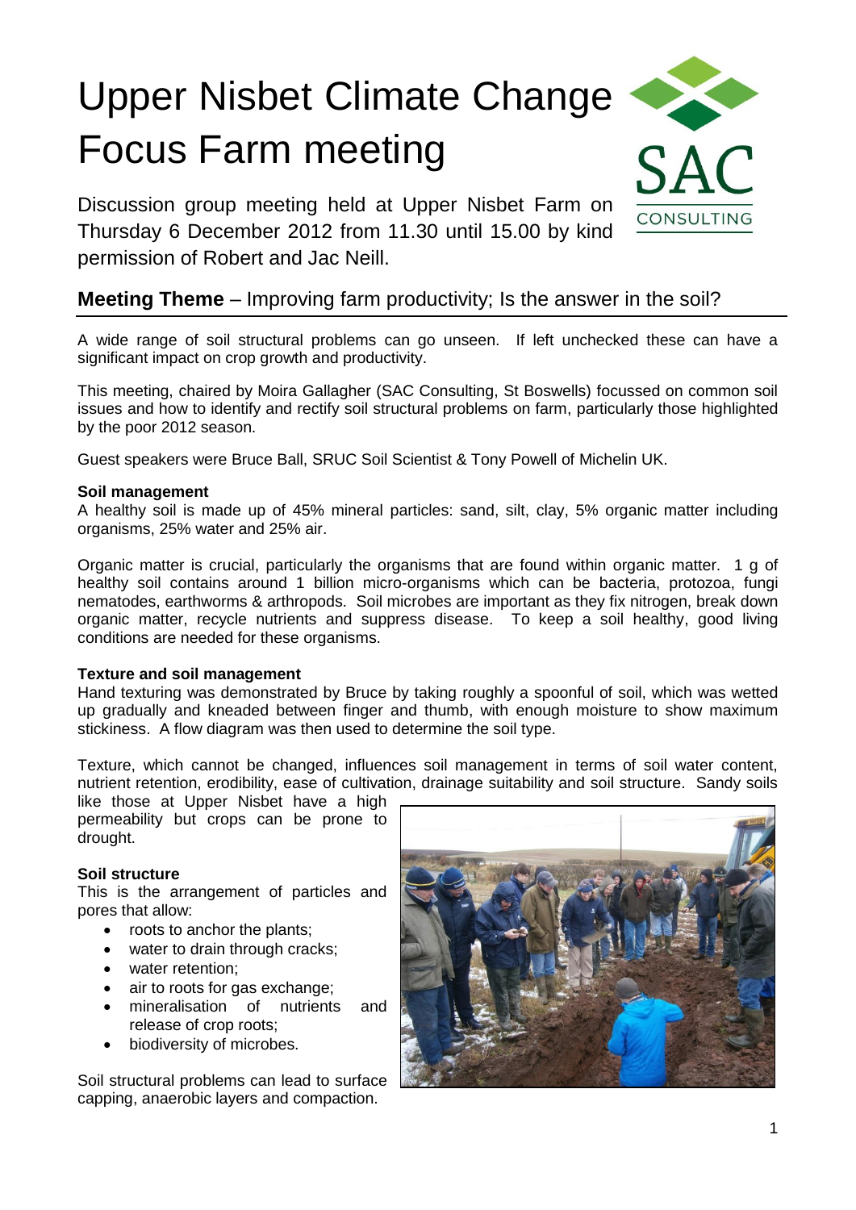# Upper Nisbet Climate Change Focus Farm meeting

Discussion group meeting held at Upper Nisbet Farm on Thursday 6 December 2012 from 11.30 until 15.00 by kind permission of Robert and Jac Neill.

## **Meeting Theme** – Improving farm productivity; Is the answer in the soil?

A wide range of soil structural problems can go unseen. If left unchecked these can have a significant impact on crop growth and productivity.

This meeting, chaired by Moira Gallagher (SAC Consulting, St Boswells) focussed on common soil issues and how to identify and rectify soil structural problems on farm, particularly those highlighted by the poor 2012 season.

Guest speakers were Bruce Ball, SRUC Soil Scientist & Tony Powell of Michelin UK.

**Soil management**

A healthy soil is made up of 45% mineral particles: sand, silt, clay, 5% organic matter including organisms, 25% water and 25% air.

Organic matter is crucial, particularly the organisms that are found within organic matter. 1 g of healthy soil contains around 1 billion micro-organisms which can be bacteria, protozoa, fungi nematodes, earthworms & arthropods. Soil microbes are important as they fix nitrogen, break down organic matter, recycle nutrients and suppress disease. To keep a soil healthy, good living conditions are needed for these organisms.

**Texture and soil management**

Hand texturing was demonstrated by Bruce by taking roughly a spoonful of soil, which was wetted up gradually and kneaded between finger and thumb, with enough moisture to show maximum stickiness. A flow diagram was then used to determine the soil type.

Texture, which cannot be changed, influences soil management in terms of soil water content, nutrient retention, erodibility, ease of cultivation, drainage suitability and soil structure. Sandy soils like those at Upper Nisbet have a high permeability but crops can be prone to drought.

**Soil structure**

This is the arrangement of particles and pores that allow:

- roots to anchor the plants;
- water to drain through cracks;
- water retention;
- air to roots for gas exchange;
- mineralisation of nutrients and release of crop roots;
- biodiversity of microbes.

Soil structural problems can lead to surface capping, anaerobic layers and compaction.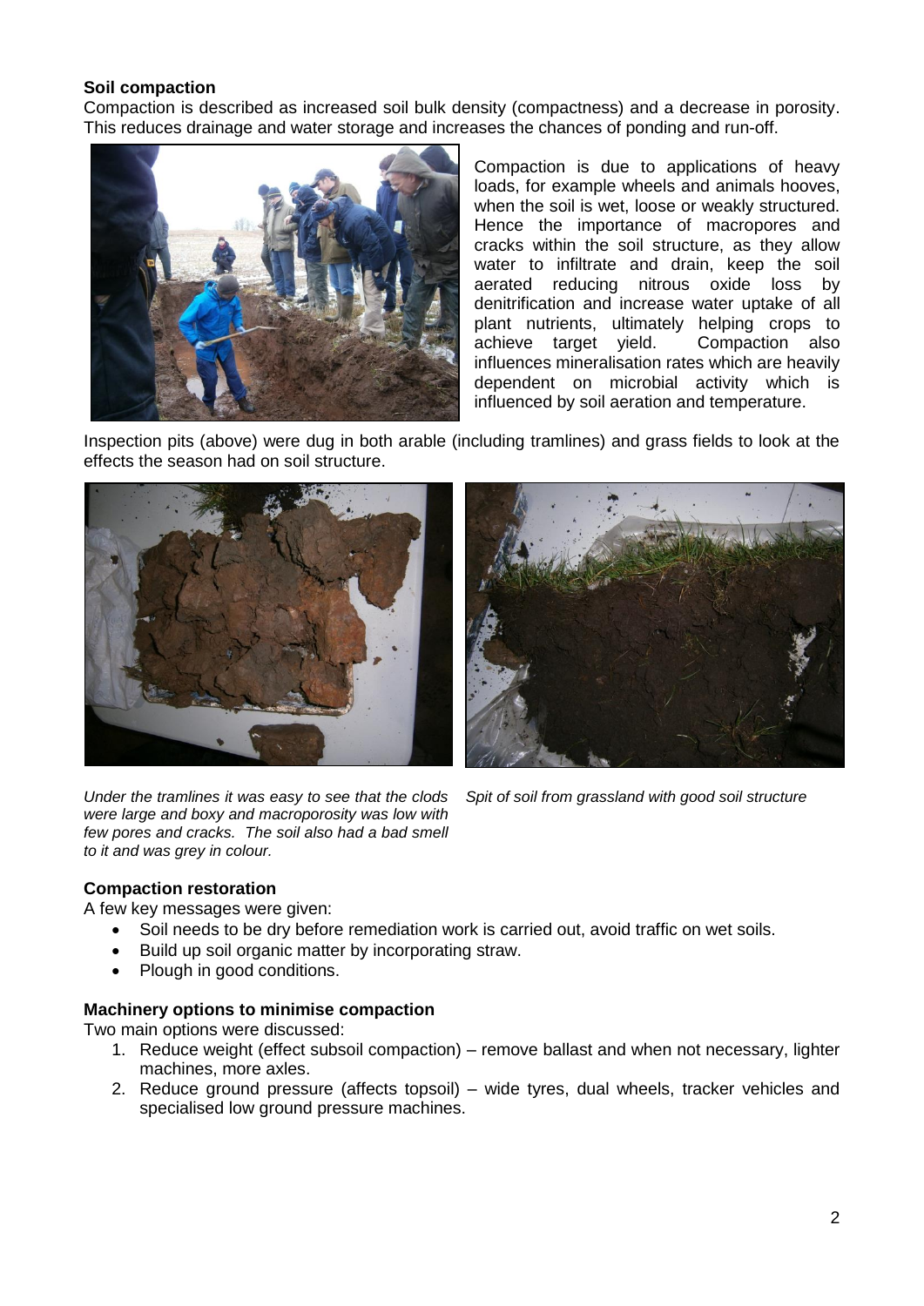**Soil compaction**

Compaction is described as increased soil bulk density (compactness) and a decrease in porosity. This reduces drainage and water storage and increases the chances of ponding and run-off.

Compaction is due to applications of heavy loads, for example wheels and animals hooves, when the soil is wet, loose or weakly structured. Hence the importance of macropores and cracks within the soil structure, as they allow water to infiltrate and drain, keep the soil aerated reducing nitrous oxide loss by denitrification and increase water uptake of all plant nutrients, ultimately helping crops to achieve target yield. Compaction also influences mineralisation rates which are heavily dependent on microbial activity which is influenced by soil aeration and temperature.

Inspection pits (above) were dug in both arable (including tramlines) and grass fields to look at the effects the season had on soil structure.

*Under the tramlines it was easy to see that the clods were large and boxy and macroporosity was low with few pores and cracks. The soil also had a bad smell to it and was grey in colour.*

*Spit of soil from grassland with good soil structure*

**Compaction restoration**

A few key messages were given:

- Soil needs to be dry before remediation work is carried out, avoid traffic on wet soils.
- Build up soil organic matter by incorporating straw.
- Plough in good conditions.

**Machinery options to minimise compaction**

Two main options were discussed:

1. Reduce weight (effect subsoil compaction) – remove ballast and when not necessary, lighter machines, more axles.
2. Reduce ground pressure (affects topsoil) – wide tyres, dual wheels, tracker vehicles and specialised low ground pressure machines.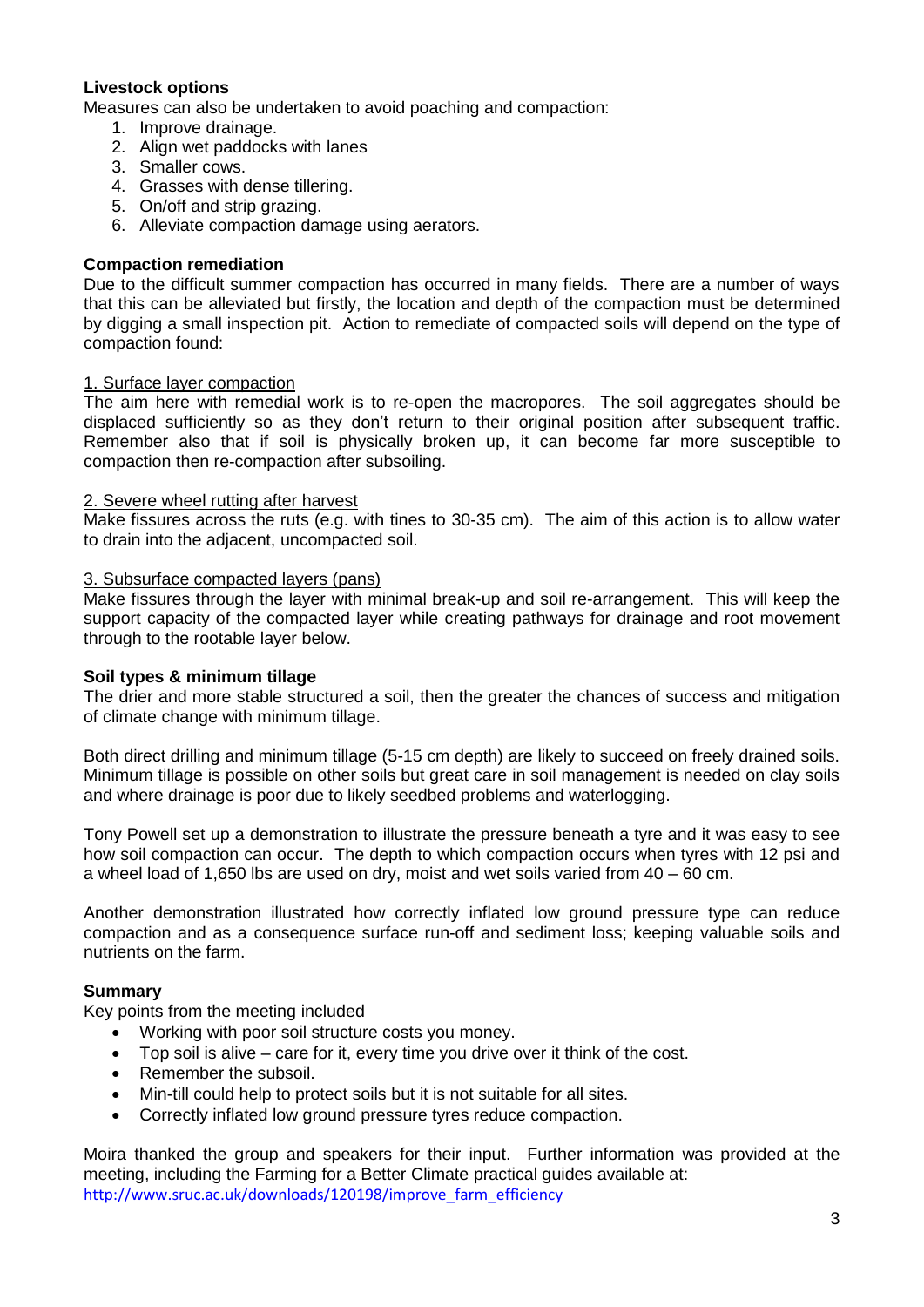**Livestock options**

Measures can also be undertaken to avoid poaching and compaction:

1. Improve drainage.
2. Align wet paddocks with lanes
3. Smaller cows.
4. Grasses with dense tillering.
5. On/off and strip grazing.
6. Alleviate compaction damage using aerators.

**Compaction remediation**

Due to the difficult summer compaction has occurred in many fields. There are a number of ways that this can be alleviated but firstly, the location and depth of the compaction must be determined by digging a small inspection pit. Action to remediate of compacted soils will depend on the type of compaction found:

<u>1. Surface layer compaction</u>

The aim here with remedial work is to re-open the macropores. The soil aggregates should be displaced sufficiently so as they don't return to their original position after subsequent traffic. Remember also that if soil is physically broken up, it can become far more susceptible to compaction then re-compaction after subsoiling.

<u>2. Severe wheel rutting after harvest</u>

Make fissures across the ruts (e.g. with tines to 30-35 cm). The aim of this action is to allow water to drain into the adjacent, uncompacted soil.

<u>3. Subsurface compacted layers (pans)</u>

Make fissures through the layer with minimal break-up and soil re-arrangement. This will keep the support capacity of the compacted layer while creating pathways for drainage and root movement through to the rootable layer below.

**Soil types & minimum tillage**

The drier and more stable structured a soil, then the greater the chances of success and mitigation of climate change with minimum tillage.

Both direct drilling and minimum tillage (5-15 cm depth) are likely to succeed on freely drained soils. Minimum tillage is possible on other soils but great care in soil management is needed on clay soils and where drainage is poor due to likely seedbed problems and waterlogging.

Tony Powell set up a demonstration to illustrate the pressure beneath a tyre and it was easy to see how soil compaction can occur. The depth to which compaction occurs when tyres with 12 psi and a wheel load of 1,650 lbs are used on dry, moist and wet soils varied from 40 – 60 cm.

Another demonstration illustrated how correctly inflated low ground pressure type can reduce compaction and as a consequence surface run-off and sediment loss; keeping valuable soils and nutrients on the farm.

**Summary**

Key points from the meeting included

- Working with poor soil structure costs you money.
- Top soil is alive – care for it, every time you drive over it think of the cost.
- Remember the subsoil.
- Min-till could help to protect soils but it is not suitable for all sites.
- Correctly inflated low ground pressure tyres reduce compaction.

Moira thanked the group and speakers for their input. Further information was provided at the meeting, including the Farming for a Better Climate practical guides available at: http://www.sruc.ac.uk/downloads/120198/improve_farm_efficiency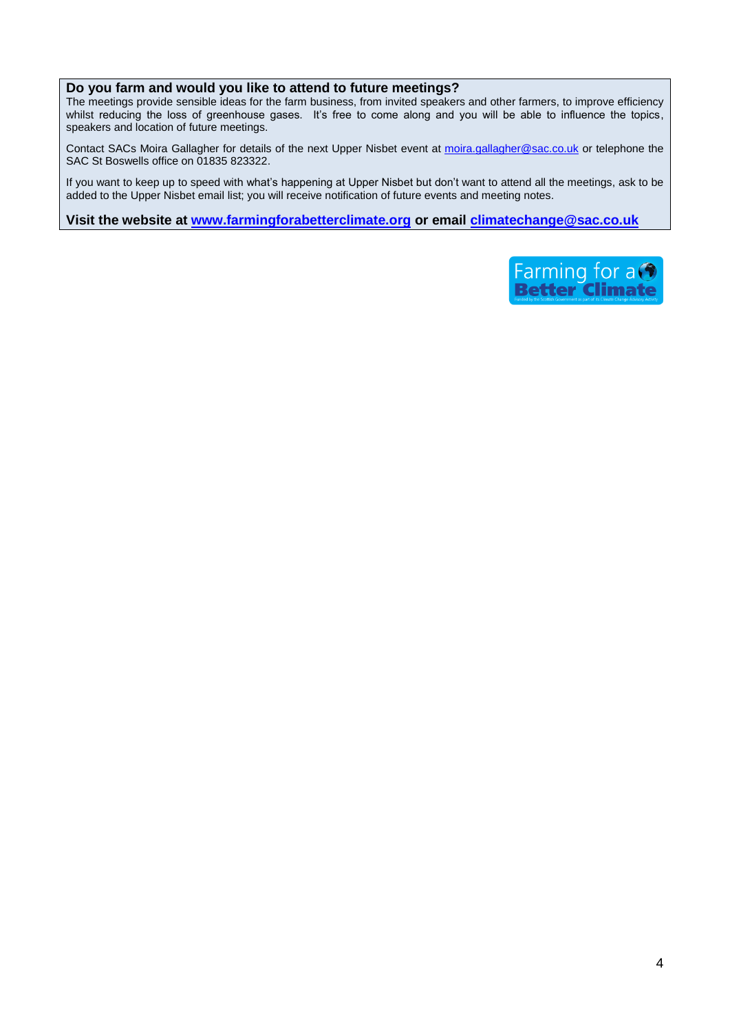**Do you farm and would you like to attend to future meetings?**
The meetings provide sensible ideas for the farm business, from invited speakers and other farmers, to improve efficiency whilst reducing the loss of greenhouse gases. It's free to come along and you will be able to influence the topics, speakers and location of future meetings.

Contact SACs Moira Gallagher for details of the next Upper Nisbet event at moira.gallagher@sac.co.uk or telephone the SAC St Boswells office on 01835 823322.

If you want to keep up to speed with what's happening at Upper Nisbet but don't want to attend all the meetings, ask to be added to the Upper Nisbet email list; you will receive notification of future events and meeting notes.

**Visit the website at www.farmingforabetterclimate.org or email climatechange@sac.co.uk**

Farming for a Better Climate

Funded by the Scottish Government as part of its Climate Change Advisory Activity